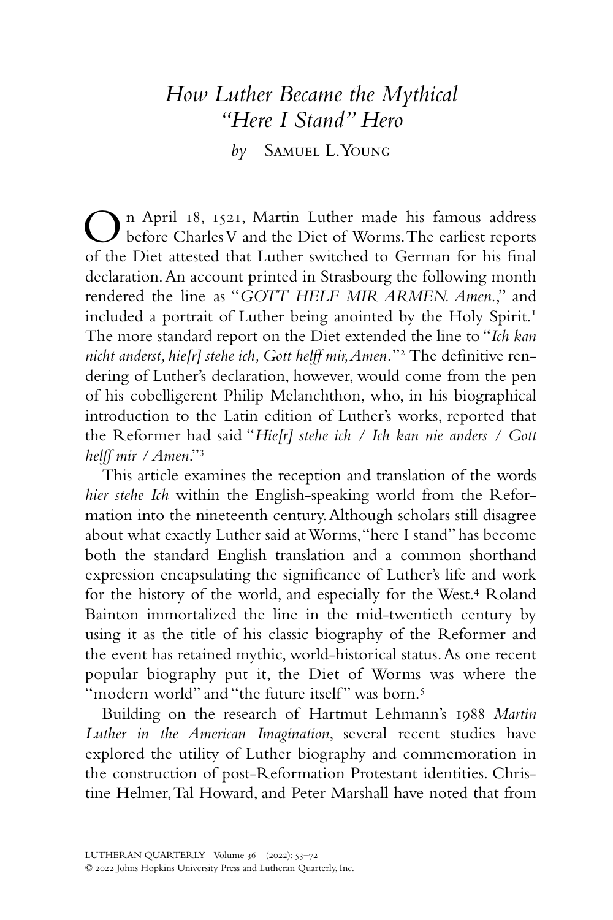# *How Luther Became the Mythical "Here I Stand" Hero*

*by* Samuel L. Young

On April 18, 1521, Martin Luther made his famous address before Charles V and the Diet of Worms. The earliest reports of the Diet attested that Luther switched to German for his final declaration. An account printed in Strasbourg the following month rendered the line as "*GOTT HELF MIR ARMEN. Amen.*," and included a portrait of Luther being anointed by the Holy Spirit.[1] The more standard report on the Diet extended the line to "*Ich kan nicht anderst, hie[r] stehe ich, Gott helff mir, Amen.*"[2] The definitive rendering of Luther's declaration, however, would come from the pen of his cobelligerent Philip Melanchthon, who, in his biographical introduction to the Latin edition of Luther's works, reported that the Reformer had said "*Hie[r] stehe ich / Ich kan nie anders / Gott helff mir / Amen.*"[3]

This article examines the reception and translation of the words *hier stehe Ich* within the English-speaking world from the Reformation into the nineteenth century. Although scholars still disagree about what exactly Luther said at Worms, "here I stand" has become both the standard English translation and a common shorthand expression encapsulating the significance of Luther's life and work for the history of the world, and especially for the West.[4] Roland Bainton immortalized the line in the mid-twentieth century by using it as the title of his classic biography of the Reformer and the event has retained mythic, world-historical status. As one recent popular biography put it, the Diet of Worms was where the "modern world" and "the future itself" was born.[5]

Building on the research of Hartmut Lehmann's 1988 *Martin Luther in the American Imagination*, several recent studies have explored the utility of Luther biography and commemoration in the construction of post-Reformation Protestant identities. Christine Helmer, Tal Howard, and Peter Marshall have noted that from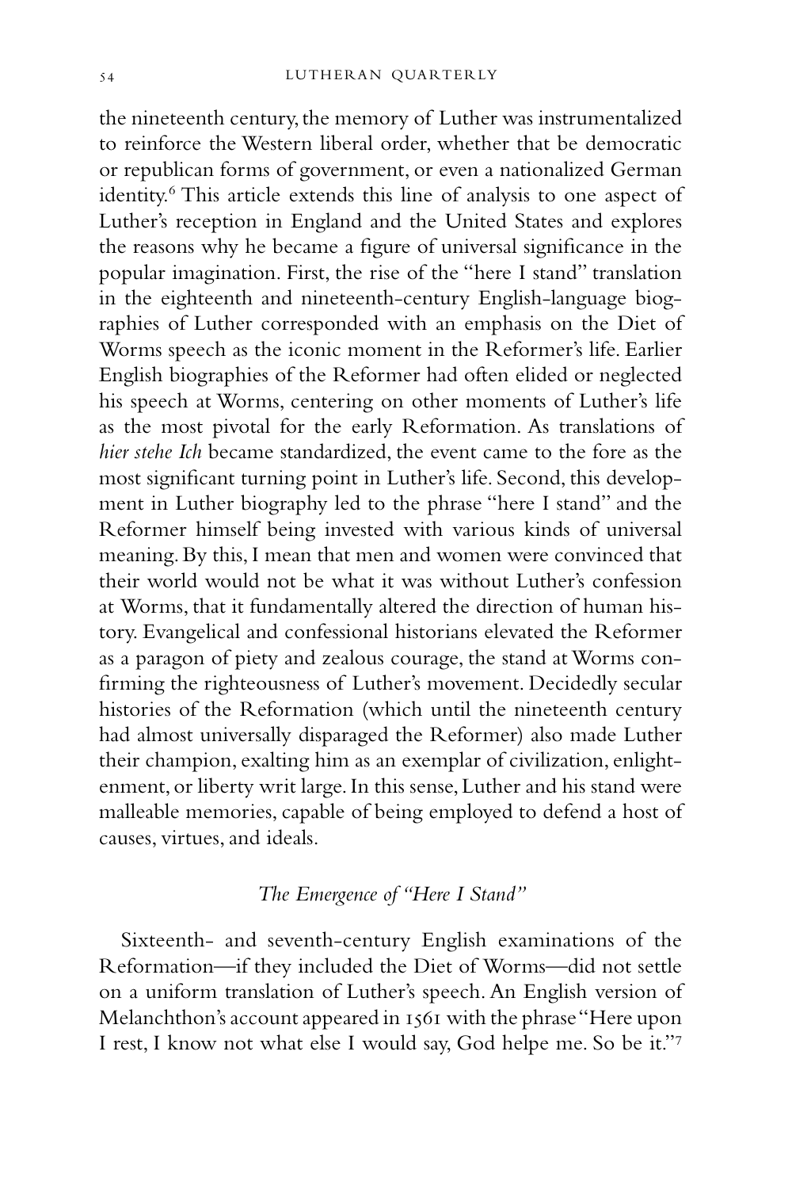the nineteenth century, the memory of Luther was instrumentalized to reinforce the Western liberal order, whether that be democratic or republican forms of government, or even a nationalized German identity.[6] This article extends this line of analysis to one aspect of Luther's reception in England and the United States and explores the reasons why he became a figure of universal significance in the popular imagination. First, the rise of the "here I stand" translation in the eighteenth and nineteenth-century English-language biographies of Luther corresponded with an emphasis on the Diet of Worms speech as the iconic moment in the Reformer's life. Earlier English biographies of the Reformer had often elided or neglected his speech at Worms, centering on other moments of Luther's life as the most pivotal for the early Reformation. As translations of *hier stehe Ich* became standardized, the event came to the fore as the most significant turning point in Luther's life. Second, this development in Luther biography led to the phrase "here I stand" and the Reformer himself being invested with various kinds of universal meaning. By this, I mean that men and women were convinced that their world would not be what it was without Luther's confession at Worms, that it fundamentally altered the direction of human history. Evangelical and confessional historians elevated the Reformer as a paragon of piety and zealous courage, the stand at Worms confirming the righteousness of Luther's movement. Decidedly secular histories of the Reformation (which until the nineteenth century had almost universally disparaged the Reformer) also made Luther their champion, exalting him as an exemplar of civilization, enlightenment, or liberty writ large. In this sense, Luther and his stand were malleable memories, capable of being employed to defend a host of causes, virtues, and ideals.

## *The Emergence of "Here I Stand"*

Sixteenth- and seventeenth-century English examinations of the Reformation—if they included the Diet of Worms—did not settle on a uniform translation of Luther's speech. An English version of Melanchthon's account appeared in 1561 with the phrase "Here upon I rest, I know not what else I would say, God helpe me. So be it."[7]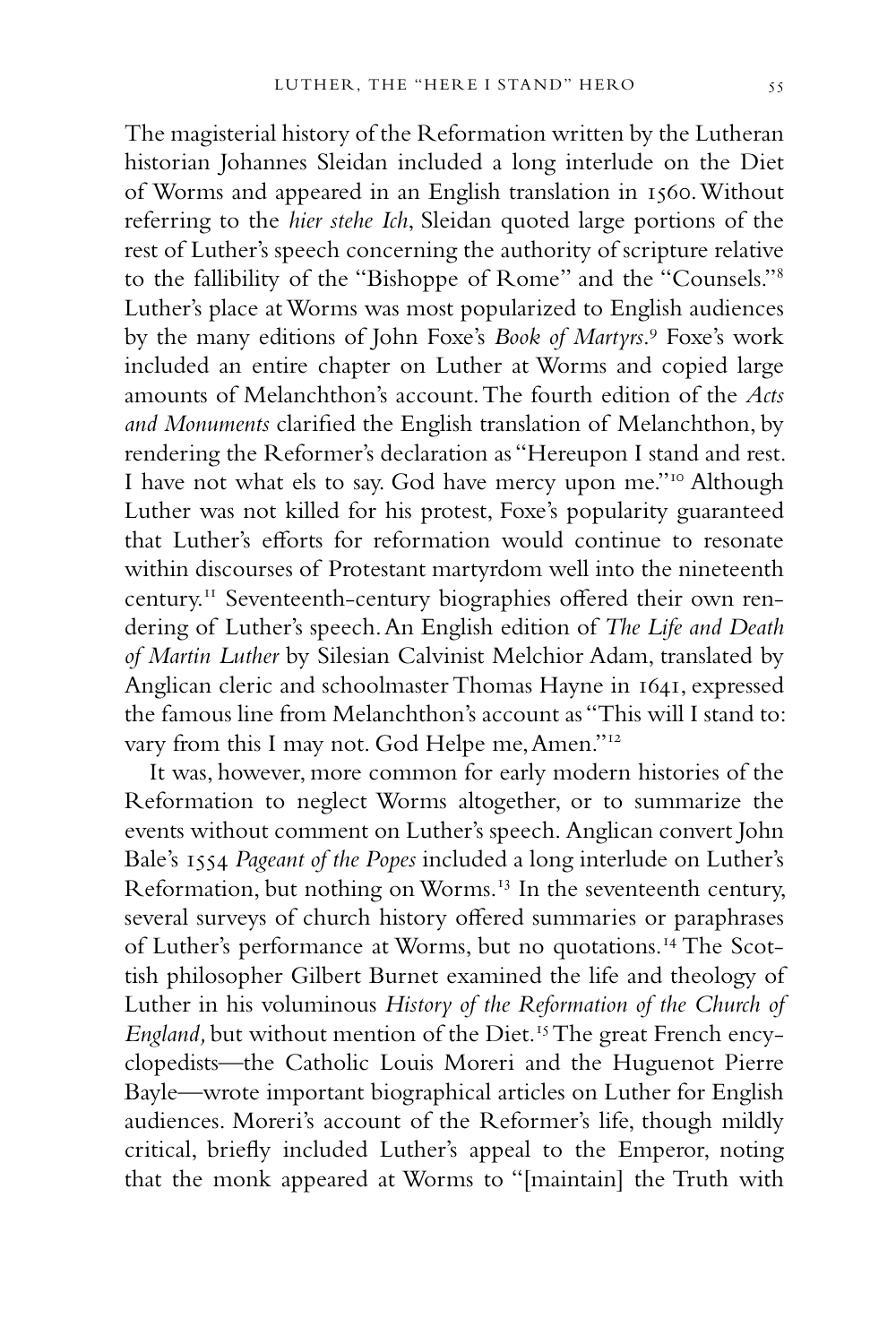The magisterial history of the Reformation written by the Lutheran historian Johannes Sleidan included a long interlude on the Diet of Worms and appeared in an English translation in 1560. Without referring to the *hier stehe Ich*, Sleidan quoted large portions of the rest of Luther's speech concerning the authority of scripture relative to the fallibility of the "Bishoppe of Rome" and the "Counsels."[8] Luther's place at Worms was most popularized to English audiences by the many editions of John Foxe's *Book of Martyrs*.[9] Foxe's work included an entire chapter on Luther at Worms and copied large amounts of Melanchthon's account. The fourth edition of the *Acts and Monuments* clarified the English translation of Melanchthon, by rendering the Reformer's declaration as "Hereupon I stand and rest. I have not what els to say. God have mercy upon me."[10] Although Luther was not killed for his protest, Foxe's popularity guaranteed that Luther's efforts for reformation would continue to resonate within discourses of Protestant martyrdom well into the nineteenth century.[11] Seventeenth-century biographies offered their own rendering of Luther's speech. An English edition of *The Life and Death of Martin Luther* by Silesian Calvinist Melchior Adam, translated by Anglican cleric and schoolmaster Thomas Hayne in 1641, expressed the famous line from Melanchthon's account as "This will I stand to: vary from this I may not. God Helpe me, Amen."[12]

It was, however, more common for early modern histories of the Reformation to neglect Worms altogether, or to summarize the events without comment on Luther's speech. Anglican convert John Bale's 1554 *Pageant of the Popes* included a long interlude on Luther's Reformation, but nothing on Worms.[13] In the seventeenth century, several surveys of church history offered summaries or paraphrases of Luther's performance at Worms, but no quotations.[14] The Scottish philosopher Gilbert Burnet examined the life and theology of Luther in his voluminous *History of the Reformation of the Church of England,* but without mention of the Diet.[15] The great French encyclopedists—the Catholic Louis Moreri and the Huguenot Pierre Bayle—wrote important biographical articles on Luther for English audiences. Moreri's account of the Reformer's life, though mildly critical, briefly included Luther's appeal to the Emperor, noting that the monk appeared at Worms to "[maintain] the Truth with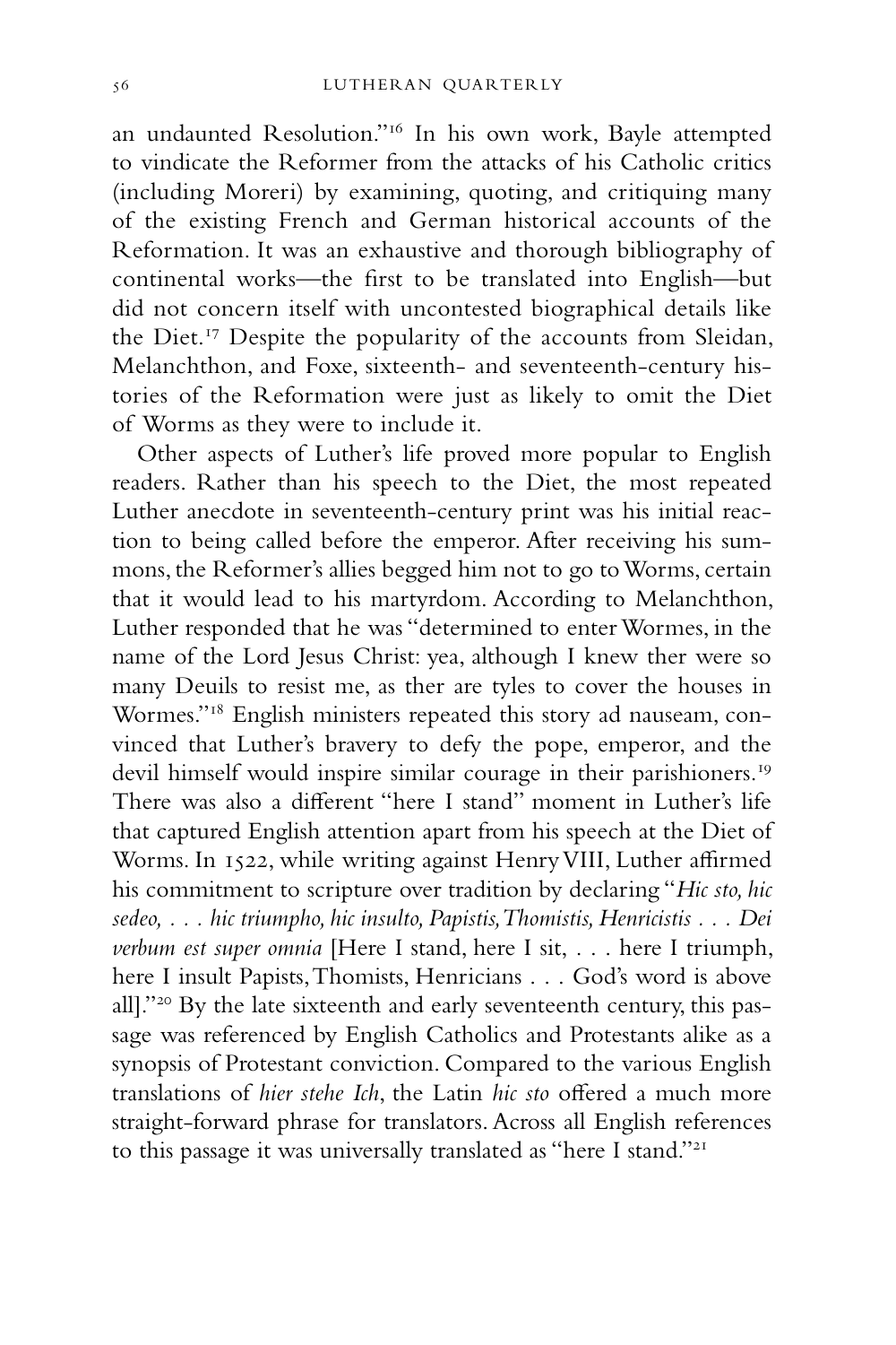an undaunted Resolution."[16] In his own work, Bayle attempted to vindicate the Reformer from the attacks of his Catholic critics (including Moreri) by examining, quoting, and critiquing many of the existing French and German historical accounts of the Reformation. It was an exhaustive and thorough bibliography of continental works—the first to be translated into English—but did not concern itself with uncontested biographical details like the Diet.[17] Despite the popularity of the accounts from Sleidan, Melanchthon, and Foxe, sixteenth- and seventeenth-century histories of the Reformation were just as likely to omit the Diet of Worms as they were to include it.

Other aspects of Luther's life proved more popular to English readers. Rather than his speech to the Diet, the most repeated Luther anecdote in seventeenth-century print was his initial reaction to being called before the emperor. After receiving his summons, the Reformer's allies begged him not to go to Worms, certain that it would lead to his martyrdom. According to Melanchthon, Luther responded that he was "determined to enter Wormes, in the name of the Lord Jesus Christ: yea, although I knew ther were so many Deuils to resist me, as ther are tyles to cover the houses in Wormes."[18] English ministers repeated this story ad nauseam, convinced that Luther's bravery to defy the pope, emperor, and the devil himself would inspire similar courage in their parishioners.[19] There was also a different "here I stand" moment in Luther's life that captured English attention apart from his speech at the Diet of Worms. In 1522, while writing against Henry VIII, Luther affirmed his commitment to scripture over tradition by declaring "*Hic sto, hic sedeo, . . . hic triumpho, hic insulto, Papistis, Thomistis, Henricistis . . . Dei verbum est super omnia* [Here I stand, here I sit, . . . here I triumph, here I insult Papists, Thomists, Henricians . . . God's word is above all]."[20] By the late sixteenth and early seventeenth century, this passage was referenced by English Catholics and Protestants alike as a synopsis of Protestant conviction. Compared to the various English translations of *hier stehe Ich*, the Latin *hic sto* offered a much more straight-forward phrase for translators. Across all English references to this passage it was universally translated as "here I stand."[21]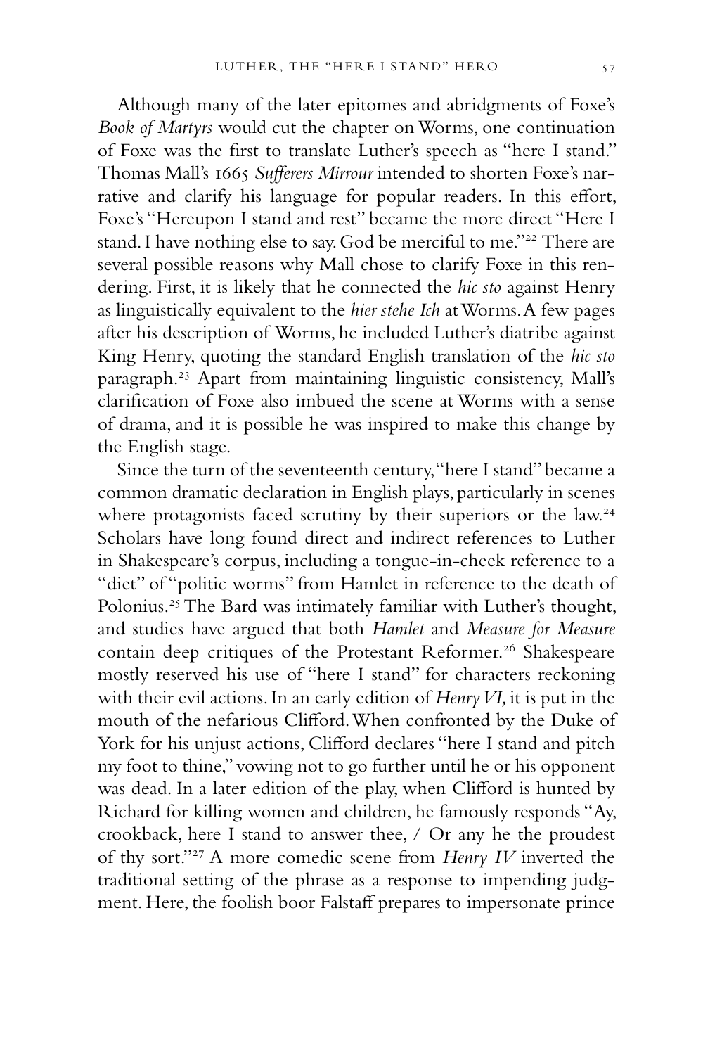Although many of the later epitomes and abridgments of Foxe's *Book of Martyrs* would cut the chapter on Worms, one continuation of Foxe was the first to translate Luther's speech as "here I stand." Thomas Mall's 1665 *Sufferers Mirrour* intended to shorten Foxe's narrative and clarify his language for popular readers. In this effort, Foxe's "Hereupon I stand and rest" became the more direct "Here I stand. I have nothing else to say. God be merciful to me."[22] There are several possible reasons why Mall chose to clarify Foxe in this rendering. First, it is likely that he connected the *hic sto* against Henry as linguistically equivalent to the *hier stehe Ich* at Worms. A few pages after his description of Worms, he included Luther's diatribe against King Henry, quoting the standard English translation of the *hic sto* paragraph.[23] Apart from maintaining linguistic consistency, Mall's clarification of Foxe also imbued the scene at Worms with a sense of drama, and it is possible he was inspired to make this change by the English stage.

Since the turn of the seventeenth century, "here I stand" became a common dramatic declaration in English plays, particularly in scenes where protagonists faced scrutiny by their superiors or the law.[24] Scholars have long found direct and indirect references to Luther in Shakespeare's corpus, including a tongue-in-cheek reference to a "diet" of "politic worms" from Hamlet in reference to the death of Polonius.[25] The Bard was intimately familiar with Luther's thought, and studies have argued that both *Hamlet* and *Measure for Measure* contain deep critiques of the Protestant Reformer.[26] Shakespeare mostly reserved his use of "here I stand" for characters reckoning with their evil actions. In an early edition of *Henry VI,* it is put in the mouth of the nefarious Clifford. When confronted by the Duke of York for his unjust actions, Clifford declares "here I stand and pitch my foot to thine," vowing not to go further until he or his opponent was dead. In a later edition of the play, when Clifford is hunted by Richard for killing women and children, he famously responds "Ay, crookback, here I stand to answer thee, / Or any he the proudest of thy sort."[27] A more comedic scene from *Henry IV* inverted the traditional setting of the phrase as a response to impending judgment. Here, the foolish boor Falstaff prepares to impersonate prince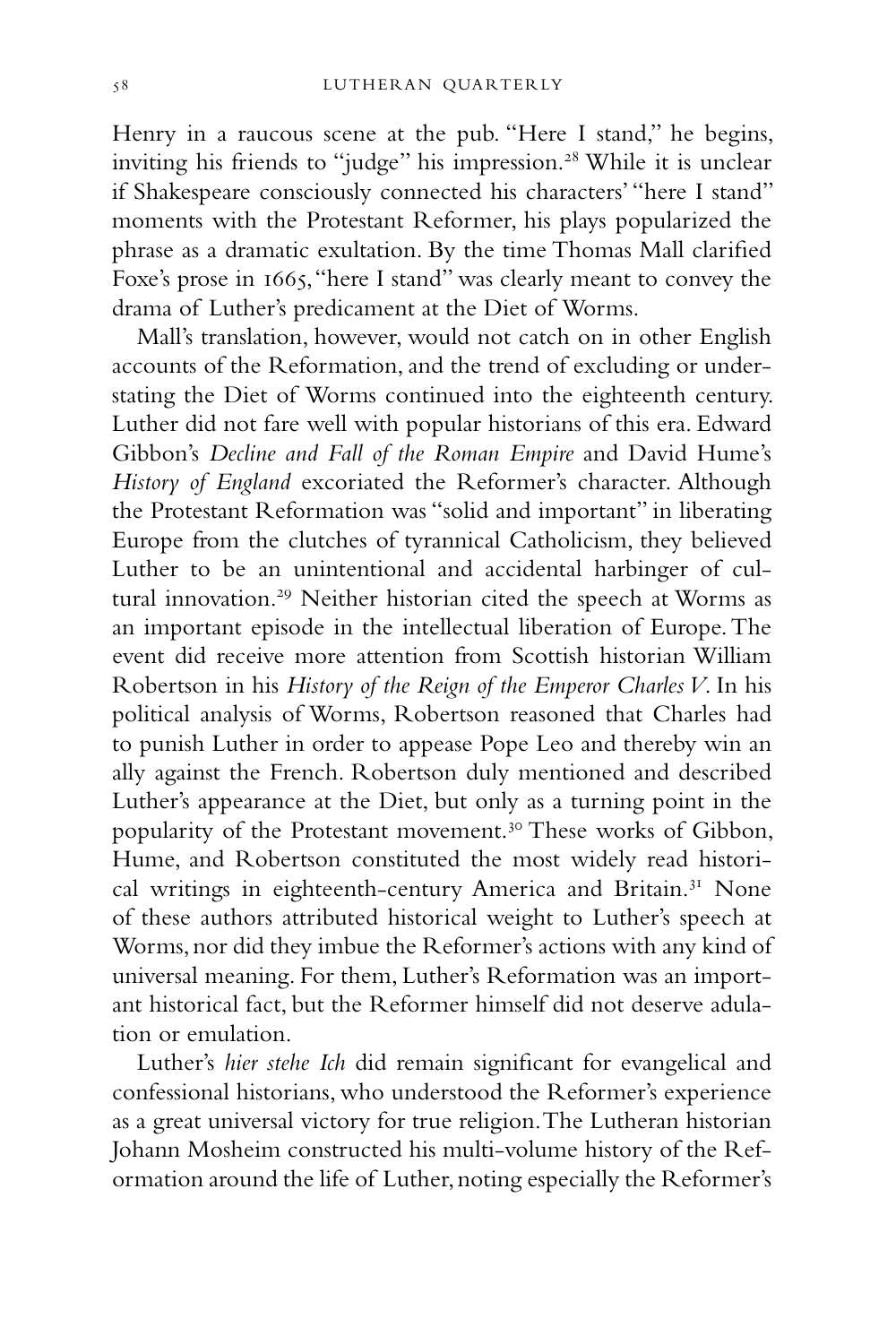Henry in a raucous scene at the pub. "Here I stand," he begins, inviting his friends to "judge" his impression.[28] While it is unclear if Shakespeare consciously connected his characters' "here I stand" moments with the Protestant Reformer, his plays popularized the phrase as a dramatic exultation. By the time Thomas Mall clarified Foxe's prose in 1665, "here I stand" was clearly meant to convey the drama of Luther's predicament at the Diet of Worms.

Mall's translation, however, would not catch on in other English accounts of the Reformation, and the trend of excluding or understating the Diet of Worms continued into the eighteenth century. Luther did not fare well with popular historians of this era. Edward Gibbon's *Decline and Fall of the Roman Empire* and David Hume's *History of England* excoriated the Reformer's character. Although the Protestant Reformation was "solid and important" in liberating Europe from the clutches of tyrannical Catholicism, they believed Luther to be an unintentional and accidental harbinger of cultural innovation.[29] Neither historian cited the speech at Worms as an important episode in the intellectual liberation of Europe. The event did receive more attention from Scottish historian William Robertson in his *History of the Reign of the Emperor Charles V*. In his political analysis of Worms, Robertson reasoned that Charles had to punish Luther in order to appease Pope Leo and thereby win an ally against the French. Robertson duly mentioned and described Luther's appearance at the Diet, but only as a turning point in the popularity of the Protestant movement.[30] These works of Gibbon, Hume, and Robertson constituted the most widely read historical writings in eighteenth-century America and Britain.[31] None of these authors attributed historical weight to Luther's speech at Worms, nor did they imbue the Reformer's actions with any kind of universal meaning. For them, Luther's Reformation was an important historical fact, but the Reformer himself did not deserve adulation or emulation.

Luther's *hier stehe Ich* did remain significant for evangelical and confessional historians, who understood the Reformer's experience as a great universal victory for true religion. The Lutheran historian Johann Mosheim constructed his multi-volume history of the Reformation around the life of Luther, noting especially the Reformer's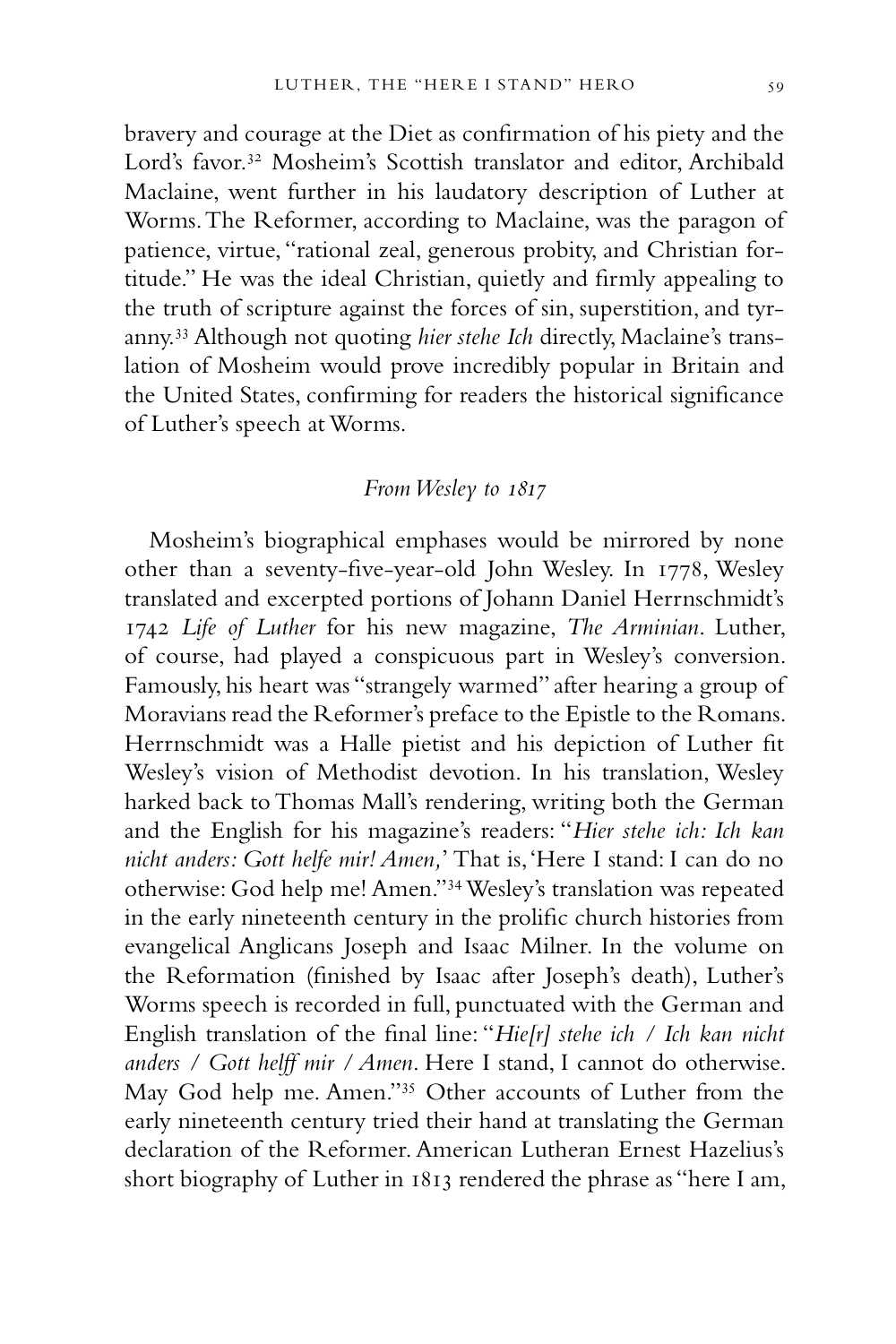bravery and courage at the Diet as confirmation of his piety and the Lord's favor.[32] Mosheim's Scottish translator and editor, Archibald Maclaine, went further in his laudatory description of Luther at Worms. The Reformer, according to Maclaine, was the paragon of patience, virtue, "rational zeal, generous probity, and Christian fortitude." He was the ideal Christian, quietly and firmly appealing to the truth of scripture against the forces of sin, superstition, and tyranny.[33] Although not quoting *hier stehe Ich* directly, Maclaine's translation of Mosheim would prove incredibly popular in Britain and the United States, confirming for readers the historical significance of Luther's speech at Worms.

### *From Wesley to 1817*

Mosheim's biographical emphases would be mirrored by none other than a seventy-five-year-old John Wesley. In 1778, Wesley translated and excerpted portions of Johann Daniel Herrnschmidt's 1742 *Life of Luther* for his new magazine, *The Arminian*. Luther, of course, had played a conspicuous part in Wesley's conversion. Famously, his heart was "strangely warmed" after hearing a group of Moravians read the Reformer's preface to the Epistle to the Romans. Herrnschmidt was a Halle pietist and his depiction of Luther fit Wesley's vision of Methodist devotion. In his translation, Wesley harked back to Thomas Mall's rendering, writing both the German and the English for his magazine's readers: "*Hier stehe ich: Ich kan nicht anders: Gott helfe mir! Amen,'* That is, 'Here I stand: I can do no otherwise: God help me! Amen."[34] Wesley's translation was repeated in the early nineteenth century in the prolific church histories from evangelical Anglicans Joseph and Isaac Milner. In the volume on the Reformation (finished by Isaac after Joseph's death), Luther's Worms speech is recorded in full, punctuated with the German and English translation of the final line: "*Hie[r] stehe ich / Ich kan nicht anders / Gott helff mir / Amen*. Here I stand, I cannot do otherwise. May God help me. Amen."[35] Other accounts of Luther from the early nineteenth century tried their hand at translating the German declaration of the Reformer. American Lutheran Ernest Hazelius's short biography of Luther in 1813 rendered the phrase as "here I am,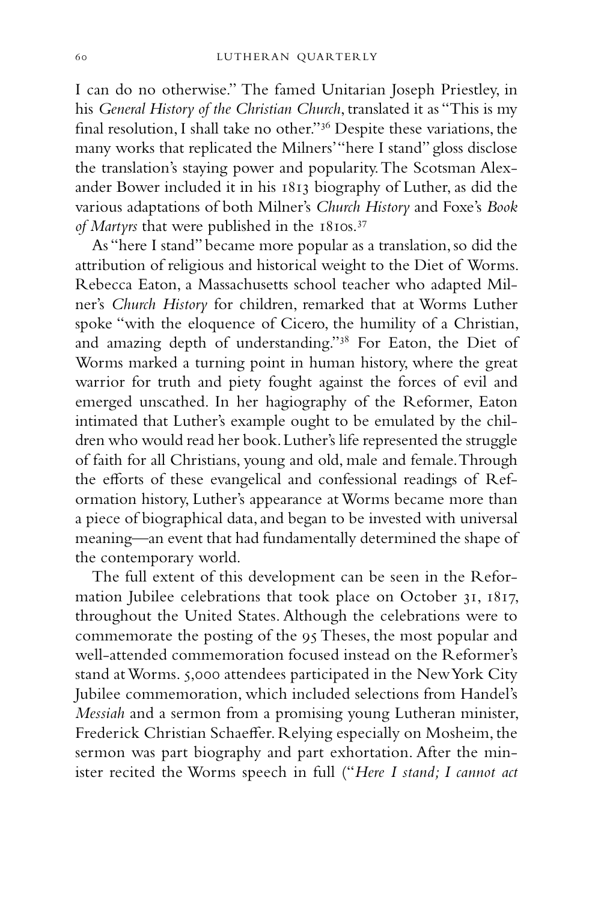I can do no otherwise." The famed Unitarian Joseph Priestley, in his *General History of the Christian Church*, translated it as "This is my final resolution, I shall take no other."[36] Despite these variations, the many works that replicated the Milners' "here I stand" gloss disclose the translation's staying power and popularity. The Scotsman Alexander Bower included it in his 1813 biography of Luther, as did the various adaptations of both Milner's *Church History* and Foxe's *Book of Martyrs* that were published in the 1810s.[37]

As "here I stand" became more popular as a translation, so did the attribution of religious and historical weight to the Diet of Worms. Rebecca Eaton, a Massachusetts school teacher who adapted Milner's *Church History* for children, remarked that at Worms Luther spoke "with the eloquence of Cicero, the humility of a Christian, and amazing depth of understanding."[38] For Eaton, the Diet of Worms marked a turning point in human history, where the great warrior for truth and piety fought against the forces of evil and emerged unscathed. In her hagiography of the Reformer, Eaton intimated that Luther's example ought to be emulated by the children who would read her book. Luther's life represented the struggle of faith for all Christians, young and old, male and female. Through the efforts of these evangelical and confessional readings of Reformation history, Luther's appearance at Worms became more than a piece of biographical data, and began to be invested with universal meaning—an event that had fundamentally determined the shape of the contemporary world.

The full extent of this development can be seen in the Reformation Jubilee celebrations that took place on October 31, 1817, throughout the United States. Although the celebrations were to commemorate the posting of the 95 Theses, the most popular and well-attended commemoration focused instead on the Reformer's stand at Worms. 5,000 attendees participated in the New York City Jubilee commemoration, which included selections from Handel's *Messiah* and a sermon from a promising young Lutheran minister, Frederick Christian Schaeffer. Relying especially on Mosheim, the sermon was part biography and part exhortation. After the minister recited the Worms speech in full ("*Here I stand; I cannot act*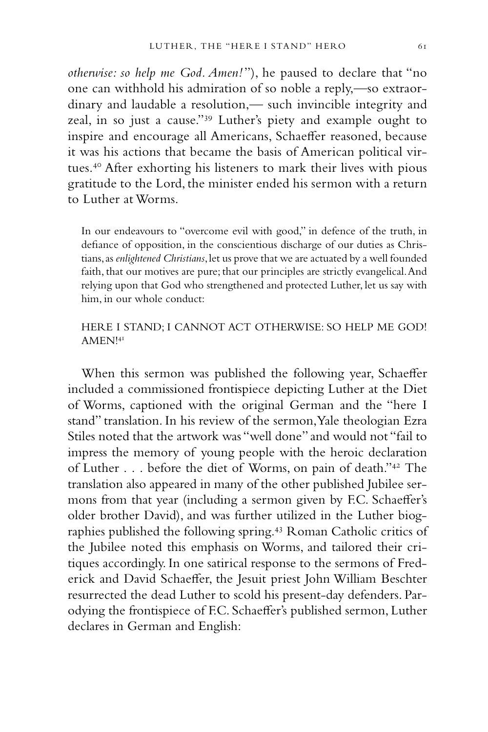*otherwise: so help me God. Amen!*"), he paused to declare that "no one can withhold his admiration of so noble a reply,—so extraordinary and laudable a resolution,— such invincible integrity and zeal, in so just a cause."[39] Luther's piety and example ought to inspire and encourage all Americans, Schaeffer reasoned, because it was his actions that became the basis of American political virtues.[40] After exhorting his listeners to mark their lives with pious gratitude to the Lord, the minister ended his sermon with a return to Luther at Worms.

> In our endeavours to "overcome evil with good," in defence of the truth, in defiance of opposition, in the conscientious discharge of our duties as Christians, as *enlightened Christians*, let us prove that we are actuated by a well founded faith, that our motives are pure; that our principles are strictly evangelical. And relying upon that God who strengthened and protected Luther, let us say with him, in our whole conduct:
>
> HERE I STAND; I CANNOT ACT OTHERWISE: SO HELP ME GOD! AMEN![41]

When this sermon was published the following year, Schaeffer included a commissioned frontispiece depicting Luther at the Diet of Worms, captioned with the original German and the "here I stand" translation. In his review of the sermon, Yale theologian Ezra Stiles noted that the artwork was "well done" and would not "fail to impress the memory of young people with the heroic declaration of Luther . . . before the diet of Worms, on pain of death."[42] The translation also appeared in many of the other published Jubilee sermons from that year (including a sermon given by F.C. Schaeffer's older brother David), and was further utilized in the Luther biographies published the following spring.[43] Roman Catholic critics of the Jubilee noted this emphasis on Worms, and tailored their critiques accordingly. In one satirical response to the sermons of Frederick and David Schaeffer, the Jesuit priest John William Beschter resurrected the dead Luther to scold his present-day defenders. Parodying the frontispiece of F.C. Schaeffer's published sermon, Luther declares in German and English: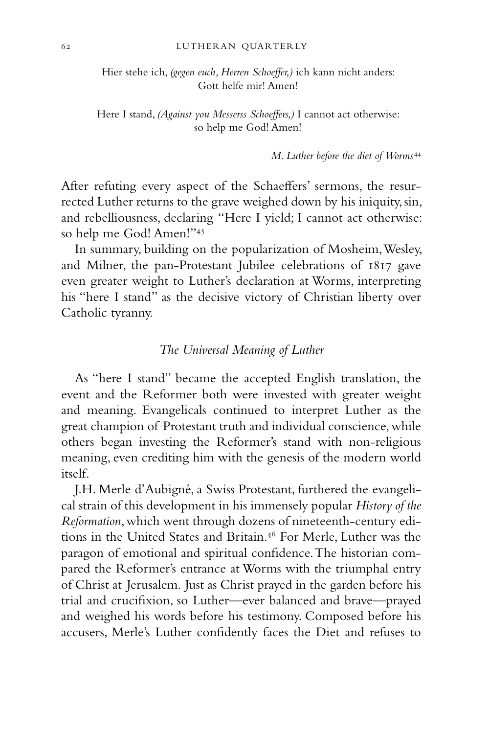Hier stehe ich, *(gegen euch, Herren Schoeffer,)* ich kann nicht anders: Gott helfe mir! Amen!

Here I stand, *(Against you Messerss Schoeffers,)* I cannot act otherwise: so help me God! Amen!

*M. Luther before the diet of Worms*[44]

After refuting every aspect of the Schaeffers' sermons, the resurrected Luther returns to the grave weighed down by his iniquity, sin, and rebelliousness, declaring "Here I yield; I cannot act otherwise: so help me God! Amen!"[45]

In summary, building on the popularization of Mosheim, Wesley, and Milner, the pan-Protestant Jubilee celebrations of 1817 gave even greater weight to Luther's declaration at Worms, interpreting his "here I stand" as the decisive victory of Christian liberty over Catholic tyranny.

## *The Universal Meaning of Luther*

As "here I stand" became the accepted English translation, the event and the Reformer both were invested with greater weight and meaning. Evangelicals continued to interpret Luther as the great champion of Protestant truth and individual conscience, while others began investing the Reformer's stand with non-religious meaning, even crediting him with the genesis of the modern world itself.

J.H. Merle d'Aubigné, a Swiss Protestant, furthered the evangelical strain of this development in his immensely popular *History of the Reformation*, which went through dozens of nineteenth-century editions in the United States and Britain.[46] For Merle, Luther was the paragon of emotional and spiritual confidence. The historian compared the Reformer's entrance at Worms with the triumphal entry of Christ at Jerusalem. Just as Christ prayed in the garden before his trial and crucifixion, so Luther—ever balanced and brave—prayed and weighed his words before his testimony. Composed before his accusers, Merle's Luther confidently faces the Diet and refuses to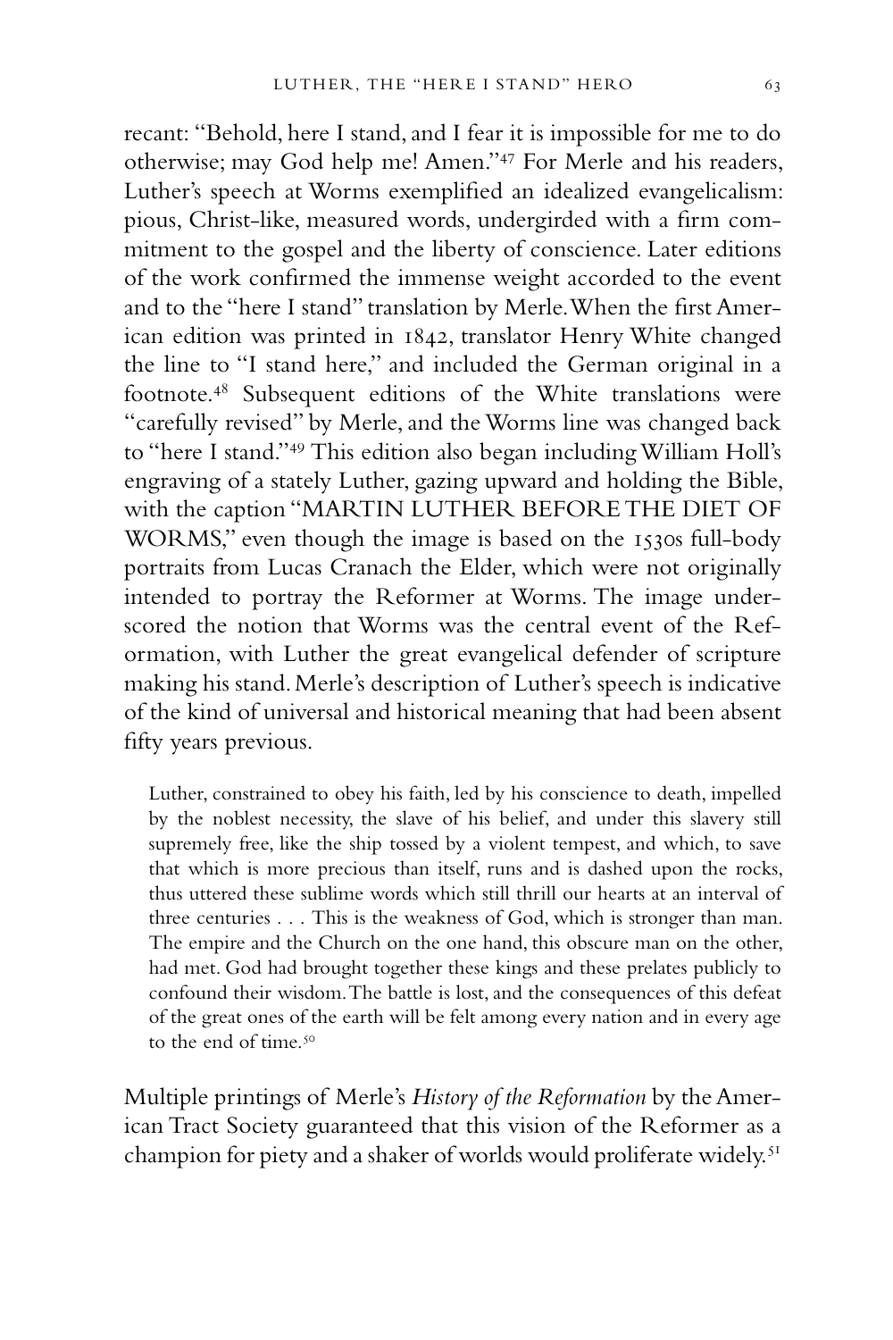recant: "Behold, here I stand, and I fear it is impossible for me to do otherwise; may God help me! Amen."[47] For Merle and his readers, Luther's speech at Worms exemplified an idealized evangelicalism: pious, Christ-like, measured words, undergirded with a firm commitment to the gospel and the liberty of conscience. Later editions of the work confirmed the immense weight accorded to the event and to the "here I stand" translation by Merle. When the first American edition was printed in 1842, translator Henry White changed the line to "I stand here," and included the German original in a footnote.[48] Subsequent editions of the White translations were "carefully revised" by Merle, and the Worms line was changed back to "here I stand."[49] This edition also began including William Holl's engraving of a stately Luther, gazing upward and holding the Bible, with the caption "MARTIN LUTHER BEFORE THE DIET OF WORMS," even though the image is based on the 1530s full-body portraits from Lucas Cranach the Elder, which were not originally intended to portray the Reformer at Worms. The image underscored the notion that Worms was the central event of the Reformation, with Luther the great evangelical defender of scripture making his stand. Merle's description of Luther's speech is indicative of the kind of universal and historical meaning that had been absent fifty years previous.

> Luther, constrained to obey his faith, led by his conscience to death, impelled by the noblest necessity, the slave of his belief, and under this slavery still supremely free, like the ship tossed by a violent tempest, and which, to save that which is more precious than itself, runs and is dashed upon the rocks, thus uttered these sublime words which still thrill our hearts at an interval of three centuries . . . This is the weakness of God, which is stronger than man. The empire and the Church on the one hand, this obscure man on the other, had met. God had brought together these kings and these prelates publicly to confound their wisdom. The battle is lost, and the consequences of this defeat of the great ones of the earth will be felt among every nation and in every age to the end of time.[50]

Multiple printings of Merle's *History of the Reformation* by the American Tract Society guaranteed that this vision of the Reformer as a champion for piety and a shaker of worlds would proliferate widely.[51]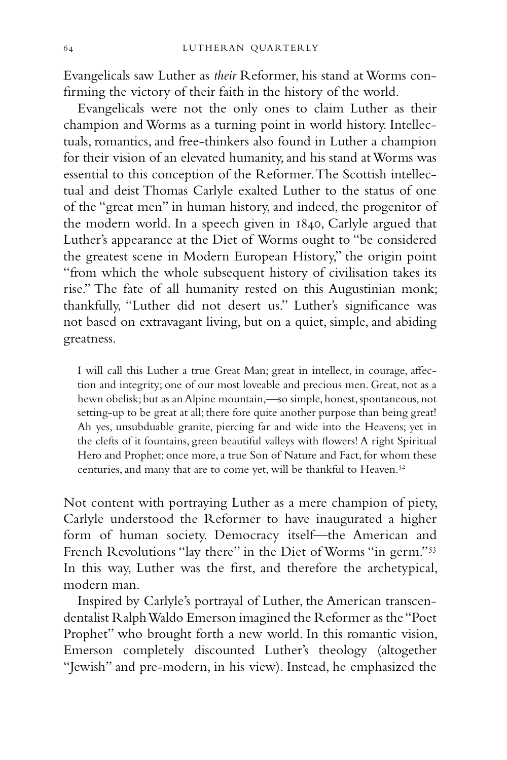Evangelicals saw Luther as *their* Reformer, his stand at Worms confirming the victory of their faith in the history of the world.

Evangelicals were not the only ones to claim Luther as their champion and Worms as a turning point in world history. Intellectuals, romantics, and free-thinkers also found in Luther a champion for their vision of an elevated humanity, and his stand at Worms was essential to this conception of the Reformer. The Scottish intellectual and deist Thomas Carlyle exalted Luther to the status of one of the "great men" in human history, and indeed, the progenitor of the modern world. In a speech given in 1840, Carlyle argued that Luther's appearance at the Diet of Worms ought to "be considered the greatest scene in Modern European History," the origin point "from which the whole subsequent history of civilisation takes its rise." The fate of all humanity rested on this Augustinian monk; thankfully, "Luther did not desert us." Luther's significance was not based on extravagant living, but on a quiet, simple, and abiding greatness.

> I will call this Luther a true Great Man; great in intellect, in courage, affection and integrity; one of our most loveable and precious men. Great, not as a hewn obelisk; but as an Alpine mountain,—so simple, honest, spontaneous, not setting-up to be great at all; there fore quite another purpose than being great! Ah yes, unsubduable granite, piercing far and wide into the Heavens; yet in the clefts of it fountains, green beautiful valleys with flowers! A right Spiritual Hero and Prophet; once more, a true Son of Nature and Fact, for whom these centuries, and many that are to come yet, will be thankful to Heaven.[52]

Not content with portraying Luther as a mere champion of piety, Carlyle understood the Reformer to have inaugurated a higher form of human society. Democracy itself—the American and French Revolutions "lay there" in the Diet of Worms "in germ."[53] In this way, Luther was the first, and therefore the archetypical, modern man.

Inspired by Carlyle's portrayal of Luther, the American transcendentalist Ralph Waldo Emerson imagined the Reformer as the "Poet Prophet" who brought forth a new world. In this romantic vision, Emerson completely discounted Luther's theology (altogether "Jewish" and pre-modern, in his view). Instead, he emphasized the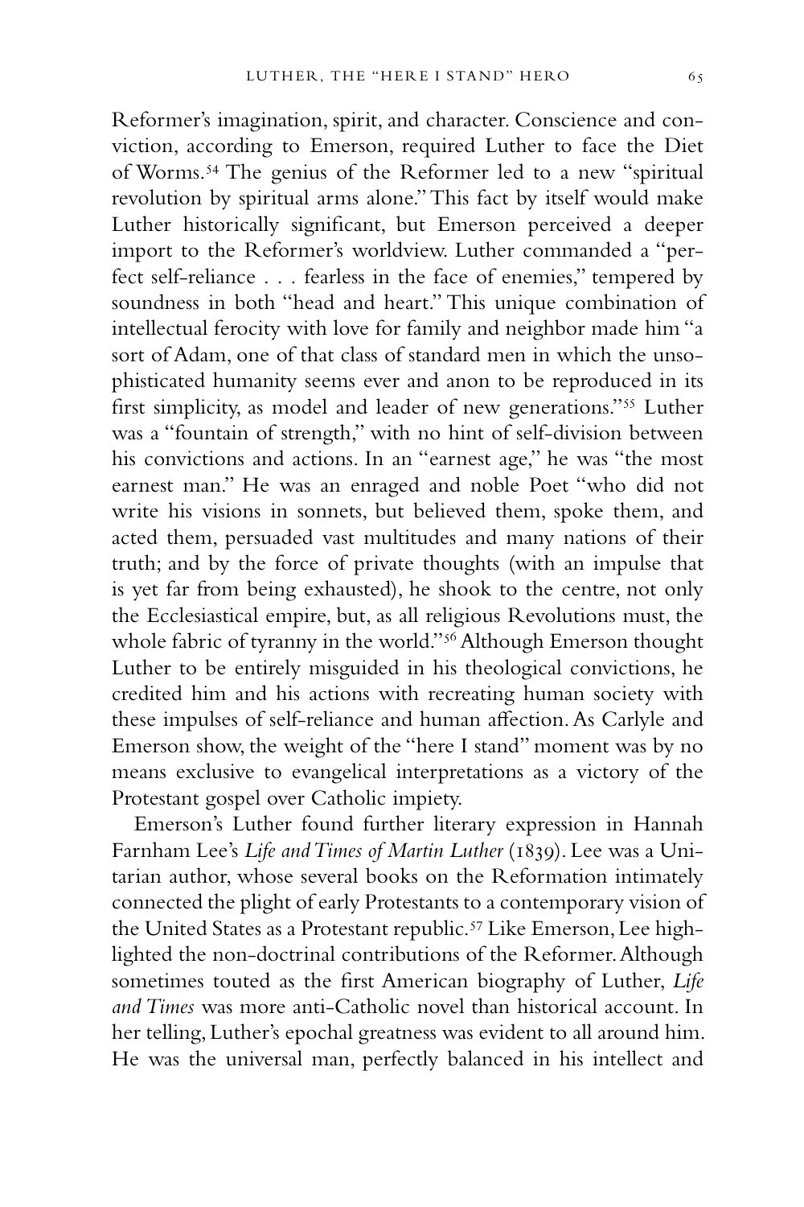Reformer's imagination, spirit, and character. Conscience and conviction, according to Emerson, required Luther to face the Diet of Worms.[54] The genius of the Reformer led to a new "spiritual revolution by spiritual arms alone." This fact by itself would make Luther historically significant, but Emerson perceived a deeper import to the Reformer's worldview. Luther commanded a "perfect self-reliance . . . fearless in the face of enemies," tempered by soundness in both "head and heart." This unique combination of intellectual ferocity with love for family and neighbor made him "a sort of Adam, one of that class of standard men in which the unsophisticated humanity seems ever and anon to be reproduced in its first simplicity, as model and leader of new generations."[55] Luther was a "fountain of strength," with no hint of self-division between his convictions and actions. In an "earnest age," he was "the most earnest man." He was an enraged and noble Poet "who did not write his visions in sonnets, but believed them, spoke them, and acted them, persuaded vast multitudes and many nations of their truth; and by the force of private thoughts (with an impulse that is yet far from being exhausted), he shook to the centre, not only the Ecclesiastical empire, but, as all religious Revolutions must, the whole fabric of tyranny in the world."[56] Although Emerson thought Luther to be entirely misguided in his theological convictions, he credited him and his actions with recreating human society with these impulses of self-reliance and human affection. As Carlyle and Emerson show, the weight of the "here I stand" moment was by no means exclusive to evangelical interpretations as a victory of the Protestant gospel over Catholic impiety.

Emerson's Luther found further literary expression in Hannah Farnham Lee's *Life and Times of Martin Luther* (1839). Lee was a Unitarian author, whose several books on the Reformation intimately connected the plight of early Protestants to a contemporary vision of the United States as a Protestant republic.[57] Like Emerson, Lee highlighted the non-doctrinal contributions of the Reformer. Although sometimes touted as the first American biography of Luther, *Life and Times* was more anti-Catholic novel than historical account. In her telling, Luther's epochal greatness was evident to all around him. He was the universal man, perfectly balanced in his intellect and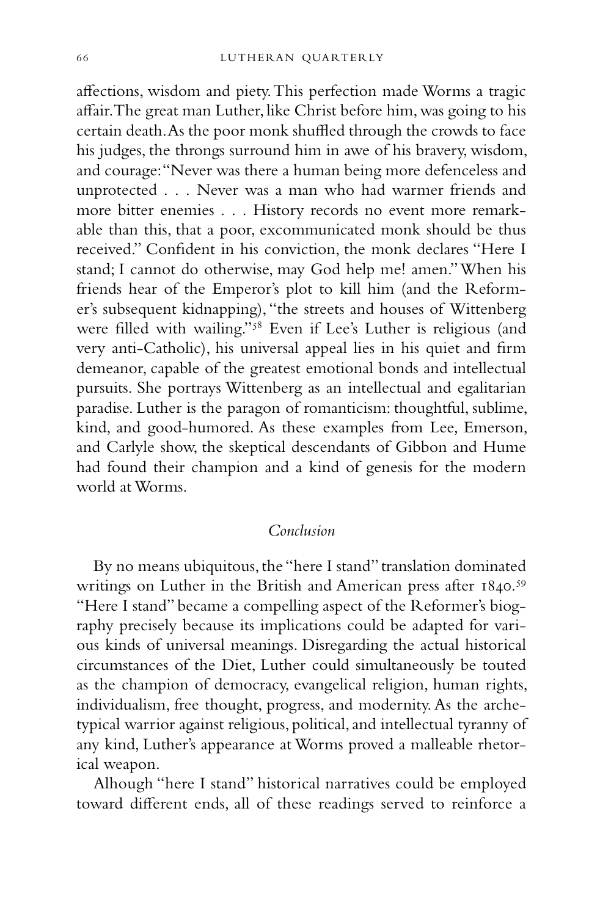affections, wisdom and piety. This perfection made Worms a tragic affair. The great man Luther, like Christ before him, was going to his certain death. As the poor monk shuffled through the crowds to face his judges, the throngs surround him in awe of his bravery, wisdom, and courage: "Never was there a human being more defenceless and unprotected . . . Never was a man who had warmer friends and more bitter enemies . . . History records no event more remarkable than this, that a poor, excommunicated monk should be thus received." Confident in his conviction, the monk declares "Here I stand; I cannot do otherwise, may God help me! amen." When his friends hear of the Emperor's plot to kill him (and the Reformer's subsequent kidnapping), "the streets and houses of Wittenberg were filled with wailing."[58] Even if Lee's Luther is religious (and very anti-Catholic), his universal appeal lies in his quiet and firm demeanor, capable of the greatest emotional bonds and intellectual pursuits. She portrays Wittenberg as an intellectual and egalitarian paradise. Luther is the paragon of romanticism: thoughtful, sublime, kind, and good-humored. As these examples from Lee, Emerson, and Carlyle show, the skeptical descendants of Gibbon and Hume had found their champion and a kind of genesis for the modern world at Worms.

## *Conclusion*

By no means ubiquitous, the "here I stand" translation dominated writings on Luther in the British and American press after 1840.[59] "Here I stand" became a compelling aspect of the Reformer's biography precisely because its implications could be adapted for various kinds of universal meanings. Disregarding the actual historical circumstances of the Diet, Luther could simultaneously be touted as the champion of democracy, evangelical religion, human rights, individualism, free thought, progress, and modernity. As the archetypical warrior against religious, political, and intellectual tyranny of any kind, Luther's appearance at Worms proved a malleable rhetorical weapon.

Alhough "here I stand" historical narratives could be employed toward different ends, all of these readings served to reinforce a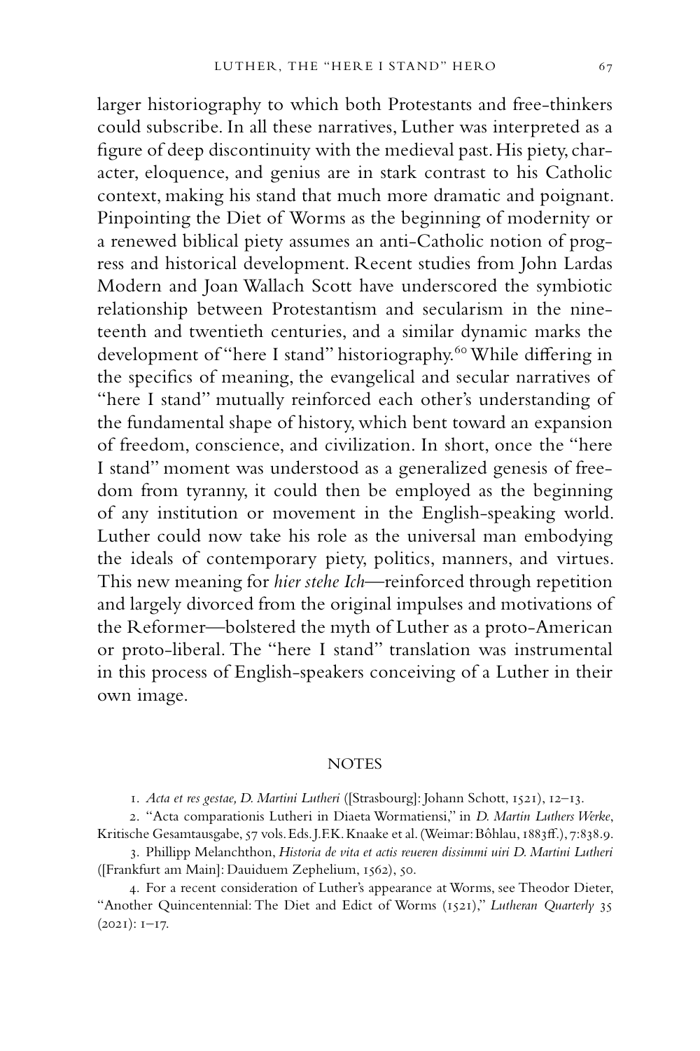larger historiography to which both Protestants and free-thinkers could subscribe. In all these narratives, Luther was interpreted as a figure of deep discontinuity with the medieval past. His piety, character, eloquence, and genius are in stark contrast to his Catholic context, making his stand that much more dramatic and poignant. Pinpointing the Diet of Worms as the beginning of modernity or a renewed biblical piety assumes an anti-Catholic notion of progress and historical development. Recent studies from John Lardas Modern and Joan Wallach Scott have underscored the symbiotic relationship between Protestantism and secularism in the nineteenth and twentieth centuries, and a similar dynamic marks the development of "here I stand" historiography.[60] While differing in the specifics of meaning, the evangelical and secular narratives of "here I stand" mutually reinforced each other's understanding of the fundamental shape of history, which bent toward an expansion of freedom, conscience, and civilization. In short, once the "here I stand" moment was understood as a generalized genesis of freedom from tyranny, it could then be employed as the beginning of any institution or movement in the English-speaking world. Luther could now take his role as the universal man embodying the ideals of contemporary piety, politics, manners, and virtues. This new meaning for *hier stehe Ich*—reinforced through repetition and largely divorced from the original impulses and motivations of the Reformer—bolstered the myth of Luther as a proto-American or proto-liberal. The "here I stand" translation was instrumental in this process of English-speakers conceiving of a Luther in their own image.

## NOTES

1. *Acta et res gestae, D. Martini Lutheri* ([Strasbourg]: Johann Schott, 1521), 12–13.

2. "Acta comparationis Lutheri in Diaeta Wormatiensi," in *D. Martin Luthers Werke*, Kritische Gesamtausgabe, 57 vols. Eds. J.F.K. Knaake et al. (Weimar: Bôhlau, 1883ff.), 7:838.9.

3. Phillipp Melanchthon, *Historia de vita et actis reueren dissimmi uiri D. Martini Lutheri* ([Frankfurt am Main]: Dauiduem Zephelium, 1562), 50.

4. For a recent consideration of Luther's appearance at Worms, see Theodor Dieter, "Another Quincentennial: The Diet and Edict of Worms (1521)," *Lutheran Quarterly* 35 (2021): 1–17.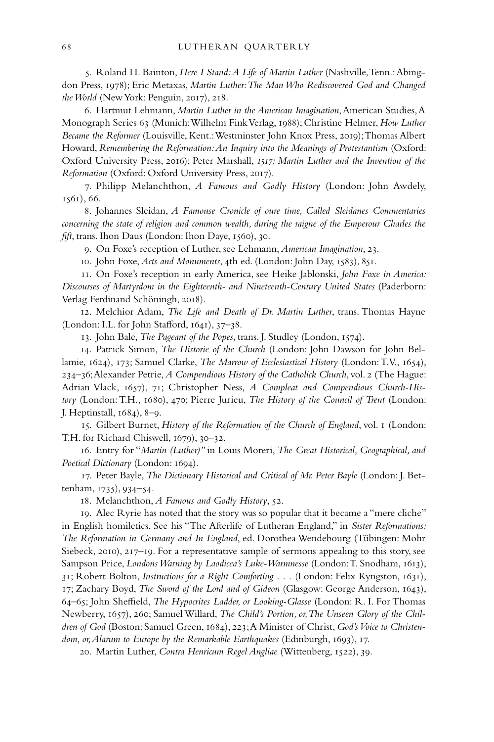5. Roland H. Bainton, *Here I Stand: A Life of Martin Luther* (Nashville, Tenn.: Abingdon Press, 1978); Eric Metaxas, *Martin Luther: The Man Who Rediscovered God and Changed the World* (New York: Penguin, 2017), 218.

6. Hartmut Lehmann, *Martin Luther in the American Imagination*, American Studies, A Monograph Series 63 (Munich: Wilhelm Fink Verlag, 1988); Christine Helmer, *How Luther Became the Reformer* (Louisville, Kent.: Westminster John Knox Press, 2019); Thomas Albert Howard, *Remembering the Reformation: An Inquiry into the Meanings of Protestantism* (Oxford: Oxford University Press, 2016); Peter Marshall, *1517: Martin Luther and the Invention of the Reformation* (Oxford: Oxford University Press, 2017).

7. Philipp Melanchthon, *A Famous and Godly History* (London: John Awdely, 1561), 66.

8. Johannes Sleidan, *A Famouse Cronicle of oure time, Called Sleidanes Commentaries concerning the state of religion and common wealth, during the raigne of the Emperour Charles the fift*, trans. Ihon Daus (London: Ihon Daye, 1560), 30.

9. On Foxe's reception of Luther, see Lehmann, *American Imagination*, 23.

10. John Foxe, *Acts and Monuments*, 4th ed. (London: John Day, 1583), 851.

11. On Foxe's reception in early America, see Heike Jablonski, *John Foxe in America: Discourses of Martyrdom in the Eighteenth- and Nineteenth-Century United States* (Paderborn: Verlag Ferdinand Schöningh, 2018).

12. Melchior Adam, *The Life and Death of Dr. Martin Luther*, trans. Thomas Hayne (London: I.L. for John Stafford, 1641), 37–38.

13. John Bale, *The Pageant of the Popes*, trans. J. Studley (London, 1574).

14. Patrick Simon, *The Historie of the Church* (London: John Dawson for John Bellamie, 1624), 173; Samuel Clarke, *The Marrow of Ecclesiastical History* (London: T.V., 1654), 234–36; Alexander Petrie, *A Compendious History of the Catholick Church*, vol. 2 (The Hague: Adrian Vlack, 1657), 71; Christopher Ness, *A Compleat and Compendious Church-History* (London: T.H., 1680), 470; Pierre Jurieu, *The History of the Council of Trent* (London: J. Heptinstall, 1684), 8–9.

15. Gilbert Burnet, *History of the Reformation of the Church of England*, vol. 1 (London: T.H. for Richard Chiswell, 1679), 30–32.

16. Entry for "*Martin (Luther)*" in Louis Moreri, *The Great Historical, Geographical, and Poetical Dictionary* (London: 1694).

17. Peter Bayle, *The Dictionary Historical and Critical of Mr. Peter Bayle* (London: J. Bettenham, 1735), 934–54.

18. Melanchthon, *A Famous and Godly History*, 52.

19. Alec Ryrie has noted that the story was so popular that it became a "mere cliche" in English homiletics. See his "The Afterlife of Lutheran England," in *Sister Reformations: The Reformation in Germany and In England*, ed. Dorothea Wendebourg (Tübingen: Mohr Siebeck, 2010), 217–19. For a representative sample of sermons appealing to this story, see Sampson Price, *Londons Warning by Laodicea's Luke-Warmnesse* (London: T. Snodham, 1613), 31; Robert Bolton, *Instructions for a Right Comforting* . . . (London: Felix Kyngston, 1631), 17; Zachary Boyd, *The Sword of the Lord and of Gideon* (Glasgow: George Anderson, 1643), 64–65; John Sheffield, *The Hypocrites Ladder, or Looking-Glasse* (London: R. I. For Thomas Newberry, 1657), 260; Samuel Willard, *The Child's Portion, or, The Unseen Glory of the Children of God* (Boston: Samuel Green, 1684), 223; A Minister of Christ, *God's Voice to Christendom, or, Alarum to Europe by the Remarkable Earthquakes* (Edinburgh, 1693), 17.

20. Martin Luther, *Contra Henricum Regel Angliae* (Wittenberg, 1522), 39.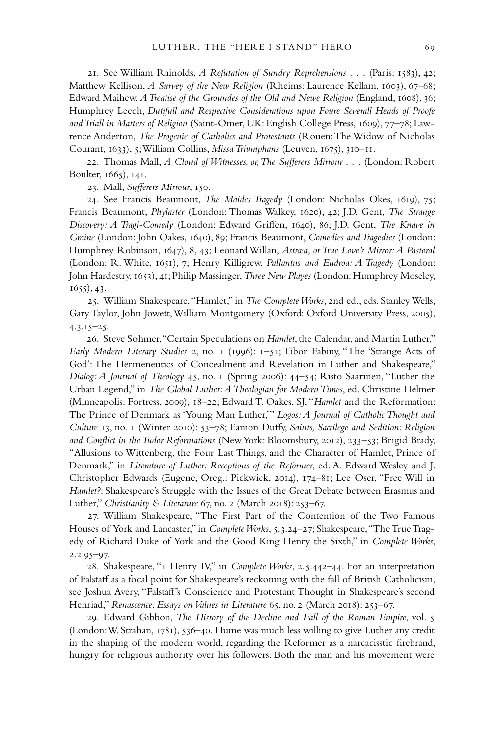21. See William Rainolds, *A Refutation of Sundry Reprehensions . . .* (Paris: 1583), 42; Matthew Kellison, *A Survey of the New Religion* (Rheims: Laurence Kellam, 1603), 67–68; Edward Maihew, *A Treatise of the Groundes of the Old and Newe Religion* (England, 1608), 36; Humphrey Leech, *Dutifull and Respective Considerations upon Foure Severall Heads of Proofe and Triall in Matters of Religion* (Saint-Omer, UK: English College Press, 1609), 77–78; Lawrence Anderton, *The Progenie of Catholics and Protestants* (Rouen: The Widow of Nicholas Courant, 1633), 5; William Collins, *Missa Triumphans* (Leuven, 1675), 310–11.

22. Thomas Mall, *A Cloud of Witnesses, or, The Sufferers Mirrour . . .* (London: Robert Boulter, 1665), 141.

23. Mall, *Sufferers Mirrour*, 150.

24. See Francis Beaumont, *The Maides Tragedy* (London: Nicholas Okes, 1619), 75; Francis Beaumont, *Phylaster* (London: Thomas Walkey, 1620), 42; J.D. Gent, *The Strange Discovery: A Tragi-Comedy* (London: Edward Griffen, 1640), 86; J.D. Gent, *The Knave in Graine* (London: John Oakes, 1640), 89; Francis Beaumont, *Comedies and Tragedies* (London: Humphrey Robinson, 1647), 8, 43; Leonard Willan, *Astræa, or True Love's Mirror: A Pastoral* (London: R. White, 1651), 7; Henry Killigrew, *Pallantus and Eudroa: A Tragedy* (London: John Hardestry, 1653), 41; Philip Massinger, *Three New Playes* (London: Humphrey Moseley, 1655), 43.

25. William Shakespeare, "Hamlet," in *The Complete Works*, 2nd ed., eds. Stanley Wells, Gary Taylor, John Jowett, William Montgomery (Oxford: Oxford University Press, 2005), 4.3.15–25.

26. Steve Sohmer, "Certain Speculations on *Hamlet*, the Calendar, and Martin Luther," *Early Modern Literary Studies* 2, no. 1 (1996): 1–51; Tibor Fabiny, "The 'Strange Acts of God': The Hermeneutics of Concealment and Revelation in Luther and Shakespeare," *Dialog: A Journal of Theology* 45, no. 1 (Spring 2006): 44–54; Risto Saarinen, "Luther the Urban Legend," in *The Global Luther: A Theologian for Modern Times*, ed. Christine Helmer (Minneapolis: Fortress, 2009), 18–22; Edward T. Oakes, SJ, "*Hamlet* and the Reformation: The Prince of Denmark as 'Young Man Luther,'" *Logos: A Journal of Catholic Thought and Culture* 13, no. 1 (Winter 2010): 53–78; Eamon Duffy, *Saints, Sacrilege and Sedition: Religion and Conflict in the Tudor Reformations* (New York: Bloomsbury, 2012), 233–53; Brigid Brady, "Allusions to Wittenberg, the Four Last Things, and the Character of Hamlet, Prince of Denmark," in *Literature of Luther: Receptions of the Reformer*, ed. A. Edward Wesley and J. Christopher Edwards (Eugene, Oreg.: Pickwick, 2014), 174–81; Lee Oser, "Free Will in *Hamlet?*: Shakespeare's Struggle with the Issues of the Great Debate between Erasmus and Luther," *Christianity & Literature* 67, no. 2 (March 2018): 253–67.

27. William Shakespeare, "The First Part of the Contention of the Two Famous Houses of York and Lancaster," in *Complete Works*, 5.3.24–27; Shakespeare, "The True Tragedy of Richard Duke of York and the Good King Henry the Sixth," in *Complete Works*, 2.2.95–97.

28. Shakespeare, "1 Henry IV," in *Complete Works*, 2.5.442–44. For an interpretation of Falstaff as a focal point for Shakespeare's reckoning with the fall of British Catholicism, see Joshua Avery, "Falstaff's Conscience and Protestant Thought in Shakespeare's second Henriad," *Renascence: Essays on Values in Literature* 65, no. 2 (March 2018): 253–67.

29. Edward Gibbon, *The History of the Decline and Fall of the Roman Empire*, vol. 5 (London: W. Strahan, 1781), 536–40. Hume was much less willing to give Luther any credit in the shaping of the modern world, regarding the Reformer as a narcacisstic firebrand, hungry for religious authority over his followers. Both the man and his movement were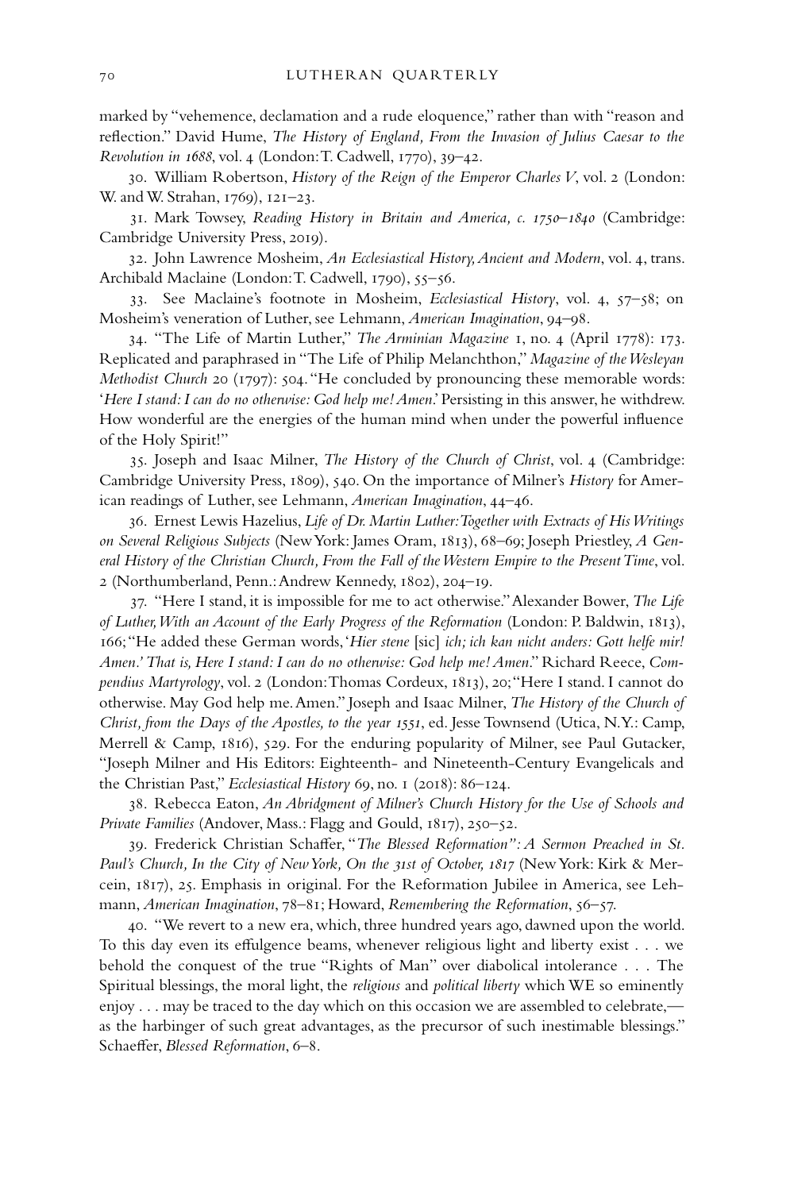marked by "vehemence, declamation and a rude eloquence," rather than with "reason and reflection." David Hume, *The History of England, From the Invasion of Julius Caesar to the Revolution in 1688*, vol. 4 (London: T. Cadwell, 1770), 39–42.

30. William Robertson, *History of the Reign of the Emperor Charles V*, vol. 2 (London: W. and W. Strahan, 1769), 121–23.

31. Mark Towsey, *Reading History in Britain and America, c. 1750–1840* (Cambridge: Cambridge University Press, 2019).

32. John Lawrence Mosheim, *An Ecclesiastical History, Ancient and Modern*, vol. 4, trans. Archibald Maclaine (London: T. Cadwell, 1790), 55–56.

33. See Maclaine's footnote in Mosheim, *Ecclesiastical History*, vol. 4, 57–58; on Mosheim's veneration of Luther, see Lehmann, *American Imagination*, 94–98.

34. "The Life of Martin Luther," *The Arminian Magazine* 1, no. 4 (April 1778): 173. Replicated and paraphrased in "The Life of Philip Melanchthon," *Magazine of the Wesleyan Methodist Church* 20 (1797): 504. "He concluded by pronouncing these memorable words: '*Here I stand: I can do no otherwise: God help me! Amen*.' Persisting in this answer, he withdrew. How wonderful are the energies of the human mind when under the powerful influence of the Holy Spirit!"

35. Joseph and Isaac Milner, *The History of the Church of Christ*, vol. 4 (Cambridge: Cambridge University Press, 1809), 540. On the importance of Milner's *History* for American readings of Luther, see Lehmann, *American Imagination*, 44–46.

36. Ernest Lewis Hazelius, *Life of Dr. Martin Luther: Together with Extracts of His Writings on Several Religious Subjects* (New York: James Oram, 1813), 68–69; Joseph Priestley, *A General History of the Christian Church, From the Fall of the Western Empire to the Present Time*, vol. 2 (Northumberland, Penn.: Andrew Kennedy, 1802), 204–19.

37. "Here I stand, it is impossible for me to act otherwise." Alexander Bower, *The Life of Luther, With an Account of the Early Progress of the Reformation* (London: P. Baldwin, 1813), 166; "He added these German words, '*Hier stene* [sic] *ich; ich kan nicht anders: Gott helfe mir! Amen.' That is, Here I stand: I can do no otherwise: God help me! Amen*." Richard Reece, *Compendius Martyrology*, vol. 2 (London: Thomas Cordeux, 1813), 20; "Here I stand. I cannot do otherwise. May God help me. Amen." Joseph and Isaac Milner, *The History of the Church of Christ, from the Days of the Apostles, to the year 1551*, ed. Jesse Townsend (Utica, N.Y.: Camp, Merrell & Camp, 1816), 529. For the enduring popularity of Milner, see Paul Gutacker, "Joseph Milner and His Editors: Eighteenth- and Nineteenth-Century Evangelicals and the Christian Past," *Ecclesiastical History* 69, no. 1 (2018): 86–124.

38. Rebecca Eaton, *An Abridgment of Milner's Church History for the Use of Schools and Private Families* (Andover, Mass.: Flagg and Gould, 1817), 250–52.

39. Frederick Christian Schaffer, "*The Blessed Reformation": A Sermon Preached in St. Paul's Church, In the City of New York, On the 31st of October, 1817* (New York: Kirk & Mercein, 1817), 25. Emphasis in original. For the Reformation Jubilee in America, see Lehmann, *American Imagination*, 78–81; Howard, *Remembering the Reformation*, 56–57.

40. "We revert to a new era, which, three hundred years ago, dawned upon the world. To this day even its effulgence beams, whenever religious light and liberty exist . . . we behold the conquest of the true "Rights of Man" over diabolical intolerance . . . The Spiritual blessings, the moral light, the *religious* and *political liberty* which WE so eminently enjoy . . . may be traced to the day which on this occasion we are assembled to celebrate,— as the harbinger of such great advantages, as the precursor of such inestimable blessings." Schaeffer, *Blessed Reformation*, 6–8.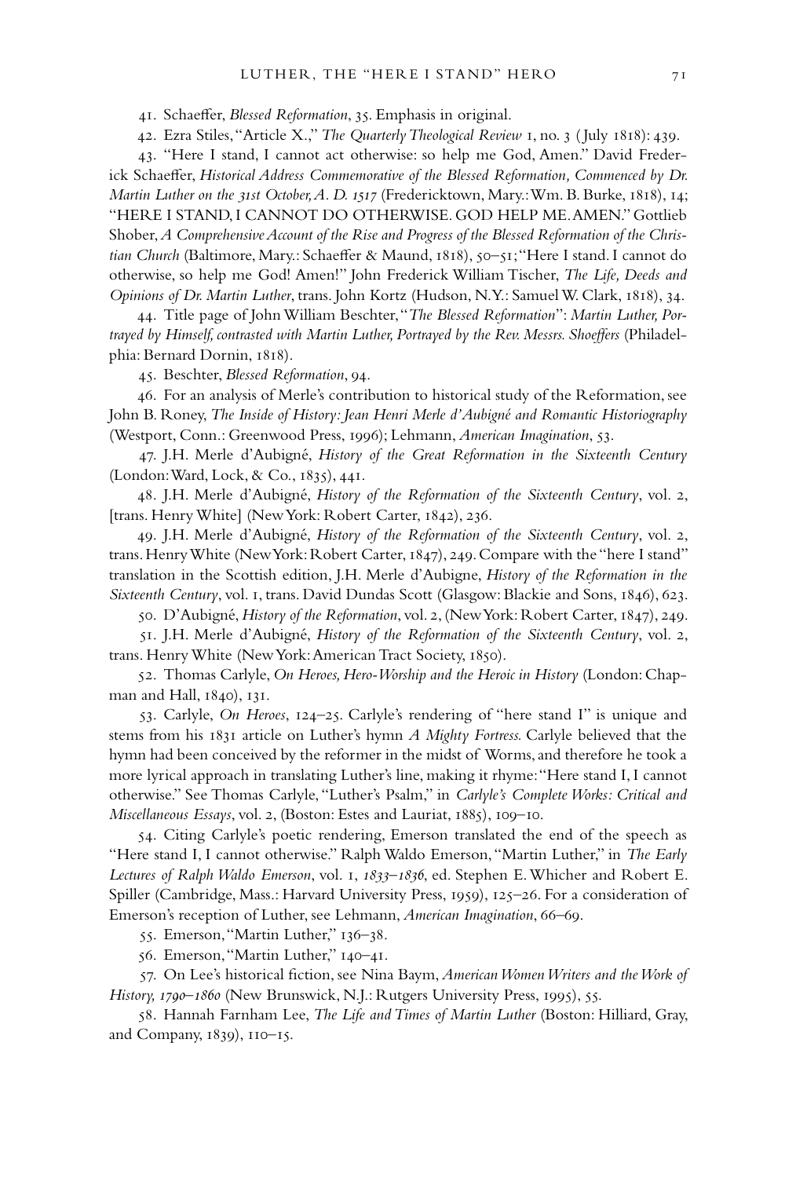41. Schaeffer, *Blessed Reformation*, 35. Emphasis in original.

42. Ezra Stiles, "Article X.," *The Quarterly Theological Review* 1, no. 3 (July 1818): 439.

43. "Here I stand, I cannot act otherwise: so help me God, Amen." David Frederick Schaeffer, *Historical Address Commemorative of the Blessed Reformation, Commenced by Dr. Martin Luther on the 31st October, A. D. 1517* (Fredericktown, Mary.: Wm. B. Burke, 1818), 14; "HERE I STAND, I CANNOT DO OTHERWISE. GOD HELP ME. AMEN." Gottlieb Shober, *A Comprehensive Account of the Rise and Progress of the Blessed Reformation of the Christian Church* (Baltimore, Mary.: Schaeffer & Maund, 1818), 50–51; "Here I stand. I cannot do otherwise, so help me God! Amen!" John Frederick William Tischer, *The Life, Deeds and Opinions of Dr. Martin Luther*, trans. John Kortz (Hudson, N.Y.: Samuel W. Clark, 1818), 34.

44. Title page of John William Beschter, "*The Blessed Reformation*": *Martin Luther, Portrayed by Himself, contrasted with Martin Luther, Portrayed by the Rev. Messrs. Shoeffers* (Philadelphia: Bernard Dornin, 1818).

45. Beschter, *Blessed Reformation*, 94.

46. For an analysis of Merle's contribution to historical study of the Reformation, see John B. Roney, *The Inside of History: Jean Henri Merle d'Aubigné and Romantic Historiography* (Westport, Conn.: Greenwood Press, 1996); Lehmann, *American Imagination*, 53.

47. J.H. Merle d'Aubigné, *History of the Great Reformation in the Sixteenth Century* (London: Ward, Lock, & Co., 1835), 441.

48. J.H. Merle d'Aubigné, *History of the Reformation of the Sixteenth Century*, vol. 2, [trans. Henry White] (New York: Robert Carter, 1842), 236.

49. J.H. Merle d'Aubigné, *History of the Reformation of the Sixteenth Century*, vol. 2, trans. Henry White (New York: Robert Carter, 1847), 249. Compare with the "here I stand" translation in the Scottish edition, J.H. Merle d'Aubigne, *History of the Reformation in the Sixteenth Century*, vol. 1, trans. David Dundas Scott (Glasgow: Blackie and Sons, 1846), 623.

50. D'Aubigné, *History of the Reformation*, vol. 2, (New York: Robert Carter, 1847), 249.

51. J.H. Merle d'Aubigné, *History of the Reformation of the Sixteenth Century*, vol. 2, trans. Henry White (New York: American Tract Society, 1850).

52. Thomas Carlyle, *On Heroes, Hero-Worship and the Heroic in History* (London: Chapman and Hall, 1840), 131.

53. Carlyle, *On Heroes*, 124–25. Carlyle's rendering of "here stand I" is unique and stems from his 1831 article on Luther's hymn *A Mighty Fortress.* Carlyle believed that the hymn had been conceived by the reformer in the midst of Worms, and therefore he took a more lyrical approach in translating Luther's line, making it rhyme: "Here stand I, I cannot otherwise." See Thomas Carlyle, "Luther's Psalm," in *Carlyle's Complete Works: Critical and Miscellaneous Essays*, vol. 2, (Boston: Estes and Lauriat, 1885), 109–10.

54. Citing Carlyle's poetic rendering, Emerson translated the end of the speech as "Here stand I, I cannot otherwise." Ralph Waldo Emerson, "Martin Luther," in *The Early Lectures of Ralph Waldo Emerson*, vol. 1, *1833–1836*, ed. Stephen E. Whicher and Robert E. Spiller (Cambridge, Mass.: Harvard University Press, 1959), 125–26. For a consideration of Emerson's reception of Luther, see Lehmann, *American Imagination*, 66–69.

55. Emerson, "Martin Luther," 136–38.

56. Emerson, "Martin Luther," 140–41.

57. On Lee's historical fiction, see Nina Baym, *American Women Writers and the Work of History, 1790–1860* (New Brunswick, N.J.: Rutgers University Press, 1995), 55.

58. Hannah Farnham Lee, *The Life and Times of Martin Luther* (Boston: Hilliard, Gray, and Company, 1839), 110–15.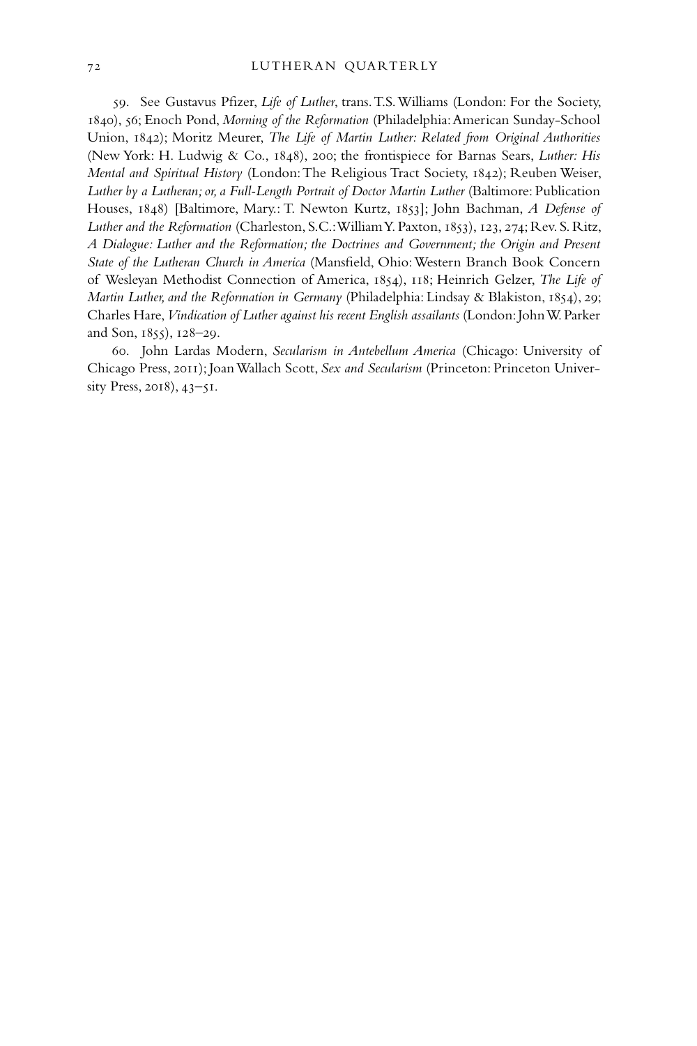59. See Gustavus Pfizer, *Life of Luther*, trans. T.S. Williams (London: For the Society, 1840), 56; Enoch Pond, *Morning of the Reformation* (Philadelphia: American Sunday-School Union, 1842); Moritz Meurer, *The Life of Martin Luther: Related from Original Authorities* (New York: H. Ludwig & Co., 1848), 200; the frontispiece for Barnas Sears, *Luther: His Mental and Spiritual History* (London: The Religious Tract Society, 1842); Reuben Weiser, *Luther by a Lutheran; or, a Full-Length Portrait of Doctor Martin Luther* (Baltimore: Publication Houses, 1848) [Baltimore, Mary.: T. Newton Kurtz, 1853]; John Bachman, *A Defense of Luther and the Reformation* (Charleston, S.C.: William Y. Paxton, 1853), 123, 274; Rev. S. Ritz, *A Dialogue: Luther and the Reformation; the Doctrines and Government; the Origin and Present State of the Lutheran Church in America* (Mansfield, Ohio: Western Branch Book Concern of Wesleyan Methodist Connection of America, 1854), 118; Heinrich Gelzer, *The Life of Martin Luther, and the Reformation in Germany* (Philadelphia: Lindsay & Blakiston, 1854), 29; Charles Hare, *Vindication of Luther against his recent English assailants* (London: John W. Parker and Son, 1855), 128–29.

60. John Lardas Modern, *Secularism in Antebellum America* (Chicago: University of Chicago Press, 2011); Joan Wallach Scott, *Sex and Secularism* (Princeton: Princeton University Press, 2018), 43–51.